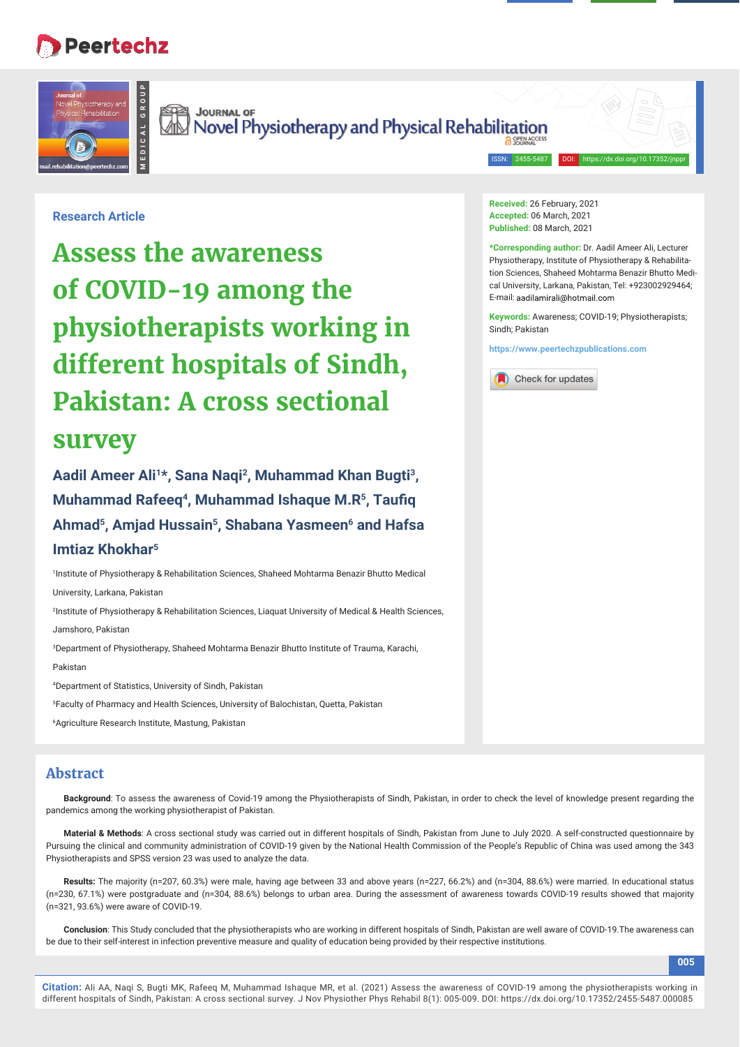Research Article

# Assess the awareness of COVID-19 among the physiotherapists working in different hospitals of Sindh, Pakistan: A cross sectional survey

**Aadil Ameer Ali[1]*, Sana Naqi[2], Muhammad Khan Bugti[3], Muhammad Rafeeq[4], Muhammad Ishaque M.R[5], Taufiq Ahmad[5], Amjad Hussain[5], Shabana Yasmeen[6] and Hafsa Imtiaz Khokhar[5]**

[1]Institute of Physiotherapy & Rehabilitation Sciences, Shaheed Mohtarma Benazir Bhutto Medical University, Larkana, Pakistan

[2]Institute of Physiotherapy & Rehabilitation Sciences, Liaquat University of Medical & Health Sciences, Jamshoro, Pakistan

[3]Department of Physiotherapy, Shaheed Mohtarma Benazir Bhutto Institute of Trauma, Karachi, Pakistan

[4]Department of Statistics, University of Sindh, Pakistan

[5]Faculty of Pharmacy and Health Sciences, University of Balochistan, Quetta, Pakistan

[6]Agriculture Research Institute, Mastung, Pakistan

**Received:** 26 February, 2021
**Accepted:** 06 March, 2021
**Published:** 08 March, 2021

***Corresponding author:** Dr. Aadil Ameer Ali, Lecturer Physiotherapy, Institute of Physiotherapy & Rehabilitation Sciences, Shaheed Mohtarma Benazir Bhutto Medical University, Larkana, Pakistan, Tel: +923002929464; E-mail: aadilamirali@hotmail.com

**Keywords:** Awareness; COVID-19; Physiotherapists; Sindh; Pakistan

https://www.peertechzpublications.com

## Abstract

**Background**: To assess the awareness of Covid-19 among the Physiotherapists of Sindh, Pakistan, in order to check the level of knowledge present regarding the pandemics among the working physiotherapist of Pakistan.

**Material & Methods**: A cross sectional study was carried out in different hospitals of Sindh, Pakistan from June to July 2020. A self-constructed questionnaire by Pursuing the clinical and community administration of COVID-19 given by the National Health Commission of the People's Republic of China was used among the 343 Physiotherapists and SPSS version 23 was used to analyze the data.

**Results:** The majority (n=207, 60.3%) were male, having age between 33 and above years (n=227, 66.2%) and (n=304, 88.6%) were married. In educational status (n=230, 67.1%) were postgraduate and (n=304, 88.6%) belongs to urban area. During the assessment of awareness towards COVID-19 results showed that majority (n=321, 93.6%) were aware of COVID-19.

**Conclusion**: This Study concluded that the physiotherapists who are working in different hospitals of Sindh, Pakistan are well aware of COVID-19.The awareness can be due to their self-interest in infection preventive measure and quality of education being provided by their respective institutions.

**Citation:** Ali AA, Naqi S, Bugti MK, Rafeeq M, Muhammad Ishaque MR, et al. (2021) Assess the awareness of COVID-19 among the physiotherapists working in different hospitals of Sindh, Pakistan: A cross sectional survey. J Nov Physiother Phys Rehabil 8(1): 005-009. DOI: https://dx.doi.org/10.17352/2455-5487.000085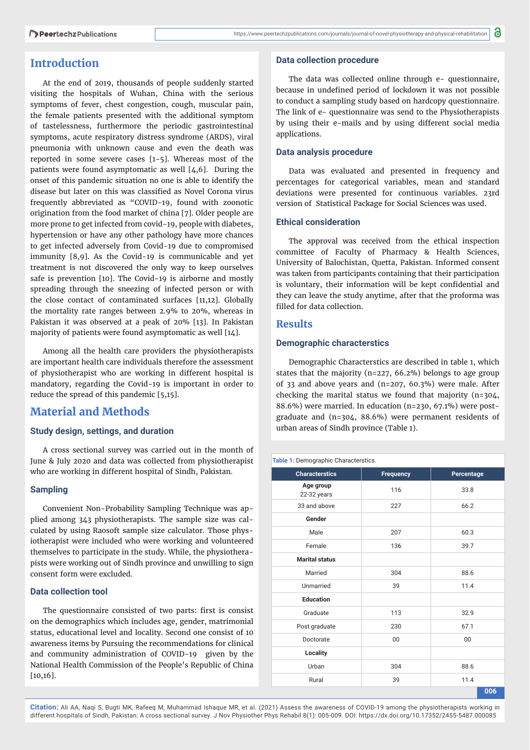## Introduction

At the end of 2019, thousands of people suddenly started visiting the hospitals of Wuhan, China with the serious symptoms of fever, chest congestion, cough, muscular pain, the female patients presented with the additional symptom of tastelessness, furthermore the periodic gastrointestinal symptoms, acute respiratory distress syndrome (ARDS), viral pneumonia with unknown cause and even the death was reported in some severe cases [1-5]. Whereas most of the patients were found asymptomatic as well [4,6]. During the onset of this pandemic situation no one is able to identify the disease but later on this was classified as Novel Corona virus frequently abbreviated as "COVID-19, found with zoonotic origination from the food market of china [7]. Older people are more prone to get infected from covid-19, people with diabetes, hypertension or have any other pathology have more chances to get infected adversely from Covid-19 due to compromised immunity [8,9]. As the Covid-19 is communicable and yet treatment is not discovered the only way to keep ourselves safe is prevention [10]. The Covid-19 is airborne and mostly spreading through the sneezing of infected person or with the close contact of contaminated surfaces [11,12]. Globally the mortality rate ranges between 2.9% to 20%, whereas in Pakistan it was observed at a peak of 20% [13]. In Pakistan majority of patients were found asymptomatic as well [14].

Among all the health care providers the physiotherapists are important health care individuals therefore the assessment of physiotherapist who are working in different hospital is mandatory, regarding the Covid-19 is important in order to reduce the spread of this pandemic [5,15].

## Material and Methods

### Study design, settings, and duration

A cross sectional survey was carried out in the month of June & July 2020 and data was collected from physiotherapist who are working in different hospital of Sindh, Pakistan.

### Sampling

Convenient Non-Probability Sampling Technique was applied among 343 physiotherapists. The sample size was calculated by using Raosoft sample size calculator. Those physiotherapist were included who were working and volunteered themselves to participate in the study. While, the physiotherapists were working out of Sindh province and unwilling to sign consent form were excluded.

### Data collection tool

The questionnaire consisted of two parts: first is consist on the demographics which includes age, gender, matrimonial status, educational level and locality. Second one consist of 10 awareness items by Pursuing the recommendations for clinical and community administration of COVID-19 given by the National Health Commission of the People's Republic of China [10,16].

### Data collection procedure

The data was collected online through e- questionnaire, because in undefined period of lockdown it was not possible to conduct a sampling study based on hardcopy questionnaire. The link of e- questionnaire was send to the Physiotherapists by using their e-mails and by using different social media applications.

### Data analysis procedure

Data was evaluated and presented in frequency and percentages for categorical variables, mean and standard deviations were presented for continuous variables. 23rd version of Statistical Package for Social Sciences was used.

### Ethical consideration

The approval was received from the ethical inspection committee of Faculty of Pharmacy & Health Sciences, University of Balochistan, Quetta, Pakistan. Informed consent was taken from participants containing that their participation is voluntary, their information will be kept confidential and they can leave the study anytime, after that the proforma was filled for data collection.

## Results

### Demographic characterstics

Demographic Characterstics are described in table 1, which states that the majority (n=227, 66.2%) belongs to age group of 33 and above years and (n=207, 60.3%) were male. After checking the marital status we found that majority (n=304, 88.6%) were married. In education (n=230, 67.1%) were post-graduate and (n=304, 88.6%) were permanent residents of urban areas of Sindh province (Table 1).

**Table 1:** Demographic Characterstics.

| Characterstics | Frequency | Percentage |
|---|---|---|
| **Age group** 22-32 years | 116 | 33.8 |
| 33 and above | 227 | 66.2 |
| **Gender** | | |
| Male | 207 | 60.3 |
| Female | 136 | 39.7 |
| **Marital status** | | |
| Married | 304 | 88.6 |
| Unmarried | 39 | 11.4 |
| **Education** | | |
| Graduate | 113 | 32.9 |
| Post graduate | 230 | 67.1 |
| Doctorate | 00 | 00 |
| **Locality** | | |
| Urban | 304 | 88.6 |
| Rural | 39 | 11.4 |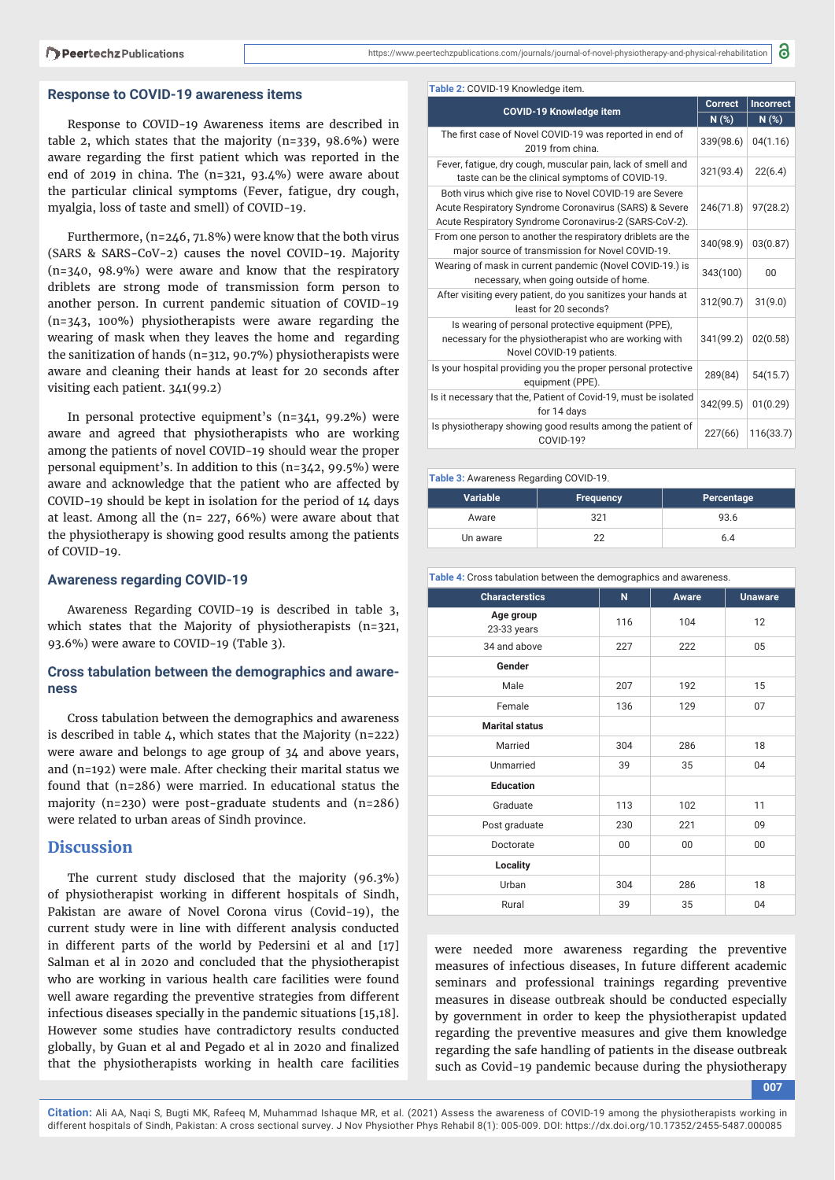## Response to COVID-19 awareness items

Response to COVID-19 Awareness items are described in table 2, which states that the majority (n=339, 98.6%) were aware regarding the first patient which was reported in the end of 2019 in china. The (n=321, 93.4%) were aware about the particular clinical symptoms (Fever, fatigue, dry cough, myalgia, loss of taste and smell) of COVID-19.

Furthermore, (n=246, 71.8%) were know that the both virus (SARS & SARS-CoV-2) causes the novel COVID-19. Majority (n=340, 98.9%) were aware and know that the respiratory driblets are strong mode of transmission form person to another person. In current pandemic situation of COVID-19 (n=343, 100%) physiotherapists were aware regarding the wearing of mask when they leaves the home and regarding the sanitization of hands (n=312, 90.7%) physiotherapists were aware and cleaning their hands at least for 20 seconds after visiting each patient. 341(99.2)

In personal protective equipment's (n=341, 99.2%) were aware and agreed that physiotherapists who are working among the patients of novel COVID-19 should wear the proper personal equipment's. In addition to this (n=342, 99.5%) were aware and acknowledge that the patient who are affected by COVID-19 should be kept in isolation for the period of 14 days at least. Among all the (n= 227, 66%) were aware about that the physiotherapy is showing good results among the patients of COVID-19.

## Awareness regarding COVID-19

Awareness Regarding COVID-19 is described in table 3, which states that the Majority of physiotherapists (n=321, 93.6%) were aware to COVID-19 (Table 3).

## Cross tabulation between the demographics and awareness

Cross tabulation between the demographics and awareness is described in table 4, which states that the Majority (n=222) were aware and belongs to age group of 34 and above years, and (n=192) were male. After checking their marital status we found that (n=286) were married. In educational status the majority (n=230) were post-graduate students and (n=286) were related to urban areas of Sindh province.

**Table 2:** COVID-19 Knowledge item.

| COVID-19 Knowledge item | Correct N (%) | Incorrect N (%) |
|---|---|---|
| The first case of Novel COVID-19 was reported in end of 2019 from china. | 339(98.6) | 04(1.16) |
| Fever, fatigue, dry cough, muscular pain, lack of smell and taste can be the clinical symptoms of COVID-19. | 321(93.4) | 22(6.4) |
| Both virus which give rise to Novel COVID-19 are Severe Acute Respiratory Syndrome Coronavirus (SARS) & Severe Acute Respiratory Syndrome Coronavirus-2 (SARS-CoV-2). | 246(71.8) | 97(28.2) |
| From one person to another the respiratory driblets are the major source of transmission for Novel COVID-19. | 340(98.9) | 03(0.87) |
| Wearing of mask in current pandemic (Novel COVID-19.) is necessary, when going outside of home. | 343(100) | 00 |
| After visiting every patient, do you sanitizes your hands at least for 20 seconds? | 312(90.7) | 31(9.0) |
| Is wearing of personal protective equipment (PPE), necessary for the physiotherapist who are working with Novel COVID-19 patients. | 341(99.2) | 02(0.58) |
| Is your hospital providing you the proper personal protective equipment (PPE). | 289(84) | 54(15.7) |
| Is it necessary that the, Patient of Covid-19, must be isolated for 14 days | 342(99.5) | 01(0.29) |
| Is physiotherapy showing good results among the patient of COVID-19? | 227(66) | 116(33.7) |

**Table 3:** Awareness Regarding COVID-19.

| Variable | Frequency | Percentage |
|---|---|---|
| Aware | 321 | 93.6 |
| Un aware | 22 | 6.4 |

**Table 4:** Cross tabulation between the demographics and awareness.

| Charactersticts | N | Aware | Unaware |
|---|---|---|---|
| **Age group** 23-33 years | 116 | 104 | 12 |
| 34 and above | 227 | 222 | 05 |
| **Gender** | | | |
| Male | 207 | 192 | 15 |
| Female | 136 | 129 | 07 |
| **Marital status** | | | |
| Married | 304 | 286 | 18 |
| Unmarried | 39 | 35 | 04 |
| **Education** | | | |
| Graduate | 113 | 102 | 11 |
| Post graduate | 230 | 221 | 09 |
| Doctorate | 00 | 00 | 00 |
| **Locality** | | | |
| Urban | 304 | 286 | 18 |
| Rural | 39 | 35 | 04 |

# Discussion

The current study disclosed that the majority (96.3%) of physiotherapist working in different hospitals of Sindh, Pakistan are aware of Novel Corona virus (Covid-19), the current study were in line with different analysis conducted in different parts of the world by Pedersini et al and [17] Salman et al in 2020 and concluded that the physiotherapist who are working in various health care facilities were found well aware regarding the preventive strategies from different infectious diseases specially in the pandemic situations [15,18]. However some studies have contradictory results conducted globally, by Guan et al and Pegado et al in 2020 and finalized that the physiotherapists working in health care facilities were needed more awareness regarding the preventive measures of infectious diseases, In future different academic seminars and professional trainings regarding preventive measures in disease outbreak should be conducted especially by government in order to keep the physiotherapist updated regarding the preventive measures and give them knowledge regarding the safe handling of patients in the disease outbreak such as Covid-19 pandemic because during the physiotherapy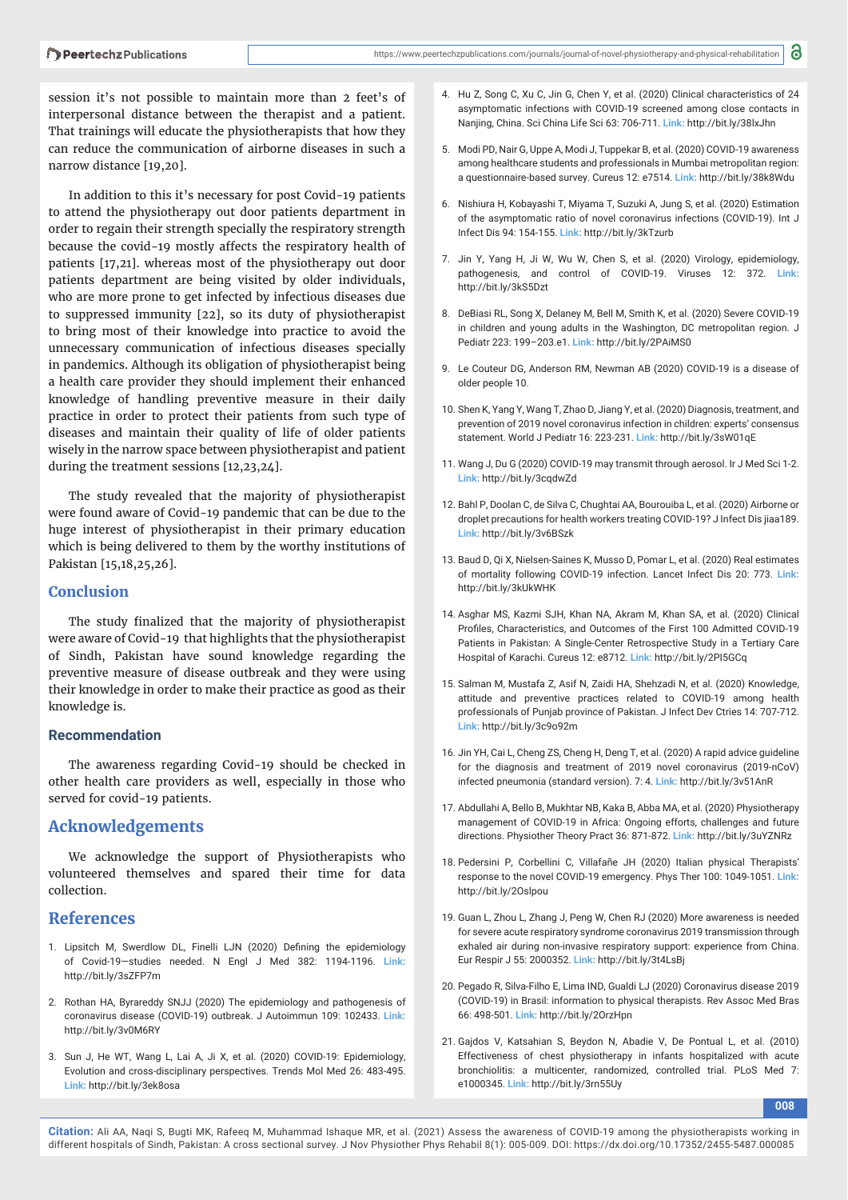session it's not possible to maintain more than 2 feet's of interpersonal distance between the therapist and a patient. That trainings will educate the physiotherapists that how they can reduce the communication of airborne diseases in such a narrow distance [19,20].

In addition to this it's necessary for post Covid-19 patients to attend the physiotherapy out door patients department in order to regain their strength specially the respiratory strength because the covid-19 mostly affects the respiratory health of patients [17,21]. whereas most of the physiotherapy out door patients department are being visited by older individuals, who are more prone to get infected by infectious diseases due to suppressed immunity [22], so its duty of physiotherapist to bring most of their knowledge into practice to avoid the unnecessary communication of infectious diseases specially in pandemics. Although its obligation of physiotherapist being a health care provider they should implement their enhanced knowledge of handling preventive measure in their daily practice in order to protect their patients from such type of diseases and maintain their quality of life of older patients wisely in the narrow space between physiotherapist and patient during the treatment sessions [12,23,24].

The study revealed that the majority of physiotherapist were found aware of Covid-19 pandemic that can be due to the huge interest of physiotherapist in their primary education which is being delivered to them by the worthy institutions of Pakistan [15,18,25,26].

## Conclusion

The study finalized that the majority of physiotherapist were aware of Covid-19 that highlights that the physiotherapist of Sindh, Pakistan have sound knowledge regarding the preventive measure of disease outbreak and they were using their knowledge in order to make their practice as good as their knowledge is.

### Recommendation

The awareness regarding Covid-19 should be checked in other health care providers as well, especially in those who served for covid-19 patients.

## Acknowledgements

We acknowledge the support of Physiotherapists who volunteered themselves and spared their time for data collection.

## References

1. Lipsitch M, Swerdlow DL, Finelli LJN (2020) Defining the epidemiology of Covid-19—studies needed. N Engl J Med 382: 1194-1196. **Link:** http://bit.ly/3sZFP7m
2. Rothan HA, Byrareddy SNJJ (2020) The epidemiology and pathogenesis of coronavirus disease (COVID-19) outbreak. J Autoimmun 109: 102433. **Link:** http://bit.ly/3v0M6RY
3. Sun J, He WT, Wang L, Lai A, Ji X, et al. (2020) COVID-19: Epidemiology, Evolution and cross-disciplinary perspectives. Trends Mol Med 26: 483-495. **Link:** http://bit.ly/3ek8osa
4. Hu Z, Song C, Xu C, Jin G, Chen Y, et al. (2020) Clinical characteristics of 24 asymptomatic infections with COVID-19 screened among close contacts in Nanjing, China. Sci China Life Sci 63: 706-711. **Link:** http://bit.ly/38lxJhn
5. Modi PD, Nair G, Uppe A, Modi J, Tuppekar B, et al. (2020) COVID-19 awareness among healthcare students and professionals in Mumbai metropolitan region: a questionnaire-based survey. Cureus 12: e7514. **Link:** http://bit.ly/38k8Wdu
6. Nishiura H, Kobayashi T, Miyama T, Suzuki A, Jung S, et al. (2020) Estimation of the asymptomatic ratio of novel coronavirus infections (COVID-19). Int J Infect Dis 94: 154-155. **Link:** http://bit.ly/3kTzurb
7. Jin Y, Yang H, Ji W, Wu W, Chen S, et al. (2020) Virology, epidemiology, pathogenesis, and control of COVID-19. Viruses 12: 372. **Link:** http://bit.ly/3kS5Dzt
8. DeBiasi RL, Song X, Delaney M, Bell M, Smith K, et al. (2020) Severe COVID-19 in children and young adults in the Washington, DC metropolitan region. J Pediatr 223: 199–203.e1. **Link:** http://bit.ly/2PAiMS0
9. Le Couteur DG, Anderson RM, Newman AB (2020) COVID-19 is a disease of older people 10.
10. Shen K, Yang Y, Wang T, Zhao D, Jiang Y, et al. (2020) Diagnosis, treatment, and prevention of 2019 novel coronavirus infection in children: experts' consensus statement. World J Pediatr 16: 223-231. **Link:** http://bit.ly/3sW01qE
11. Wang J, Du G (2020) COVID-19 may transmit through aerosol. Ir J Med Sci 1-2. **Link:** http://bit.ly/3cqdwZd
12. Bahl P, Doolan C, de Silva C, Chughtai AA, Bourouiba L, et al. (2020) Airborne or droplet precautions for health workers treating COVID-19? J Infect Dis jiaa189. **Link:** http://bit.ly/3v6BSzk
13. Baud D, Qi X, Nielsen-Saines K, Musso D, Pomar L, et al. (2020) Real estimates of mortality following COVID-19 infection. Lancet Infect Dis 20: 773. **Link:** http://bit.ly/3kUkWHK
14. Asghar MS, Kazmi SJH, Khan NA, Akram M, Khan SA, et al. (2020) Clinical Profiles, Characteristics, and Outcomes of the First 100 Admitted COVID-19 Patients in Pakistan: A Single-Center Retrospective Study in a Tertiary Care Hospital of Karachi. Cureus 12: e8712. **Link:** http://bit.ly/2PI5GCq
15. Salman M, Mustafa Z, Asif N, Zaidi HA, Shehzadi N, et al. (2020) Knowledge, attitude and preventive practices related to COVID-19 among health professionals of Punjab province of Pakistan. J Infect Dev Ctries 14: 707-712. **Link:** http://bit.ly/3c9o92m
16. Jin YH, Cai L, Cheng ZS, Cheng H, Deng T, et al. (2020) A rapid advice guideline for the diagnosis and treatment of 2019 novel coronavirus (2019-nCoV) infected pneumonia (standard version). 7: 4. **Link:** http://bit.ly/3v51AnR
17. Abdullahi A, Bello B, Mukhtar NB, Kaka B, Abba MA, et al. (2020) Physiotherapy management of COVID-19 in Africa: Ongoing efforts, challenges and future directions. Physiother Theory Pract 36: 871-872. **Link:** http://bit.ly/3uYZNRz
18. Pedersini P, Corbellini C, Villafañe JH (2020) Italian physical Therapists' response to the novel COVID-19 emergency. Phys Ther 100: 1049-1051. **Link:** http://bit.ly/2Oslpou
19. Guan L, Zhou L, Zhang J, Peng W, Chen RJ (2020) More awareness is needed for severe acute respiratory syndrome coronavirus 2019 transmission through exhaled air during non-invasive respiratory support: experience from China. Eur Respir J 55: 2000352. **Link:** http://bit.ly/3t4LsBj
20. Pegado R, Silva-Filho E, Lima IND, Gualdi LJ (2020) Coronavirus disease 2019 (COVID-19) in Brasil: information to physical therapists. Rev Assoc Med Bras 66: 498-501. **Link:** http://bit.ly/2OrzHpn
21. Gajdos V, Katsahian S, Beydon N, Abadie V, De Pontual L, et al. (2010) Effectiveness of chest physiotherapy in infants hospitalized with acute bronchiolitis: a multicenter, randomized, controlled trial. PLoS Med 7: e1000345. **Link:** http://bit.ly/3rn55Uy

**Citation:** Ali AA, Naqi S, Bugti MK, Rafeeq M, Muhammad Ishaque MR, et al. (2021) Assess the awareness of COVID-19 among the physiotherapists working in different hospitals of Sindh, Pakistan: A cross sectional survey. J Nov Physiother Phys Rehabil 8(1): 005-009. DOI: https://dx.doi.org/10.17352/2455-5487.000085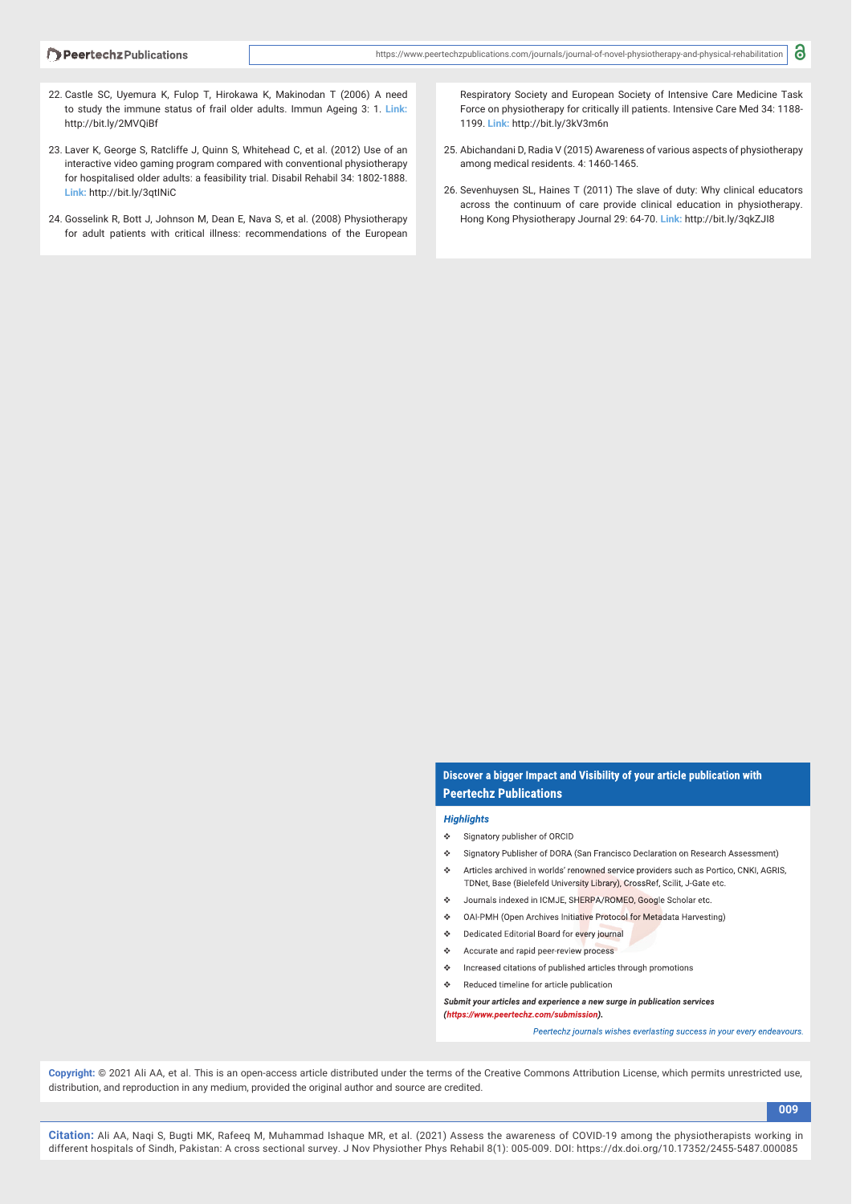22. Castle SC, Uyemura K, Fulop T, Hirokawa K, Makinodan T (2006) A need to study the immune status of frail older adults. Immun Ageing 3: 1. **Link:** http://bit.ly/2MVQiBf

23. Laver K, George S, Ratcliffe J, Quinn S, Whitehead C, et al. (2012) Use of an interactive video gaming program compared with conventional physiotherapy for hospitalised older adults: a feasibility trial. Disabil Rehabil 34: 1802-1888. **Link:** http://bit.ly/3qtINiC

24. Gosselink R, Bott J, Johnson M, Dean E, Nava S, et al. (2008) Physiotherapy for adult patients with critical illness: recommendations of the European Respiratory Society and European Society of Intensive Care Medicine Task Force on physiotherapy for critically ill patients. Intensive Care Med 34: 1188-1199. **Link:** http://bit.ly/3kV3m6n

25. Abichandani D, Radia V (2015) Awareness of various aspects of physiotherapy among medical residents. 4: 1460-1465.

26. Sevenhuysen SL, Haines T (2011) The slave of duty: Why clinical educators across the continuum of care provide clinical education in physiotherapy. Hong Kong Physiotherapy Journal 29: 64-70. **Link:** http://bit.ly/3qkZJI8

**Discover a bigger Impact and Visibility of your article publication with Peertechz Publications**

***Highlights***

- ❖ Signatory publisher of ORCID
- ❖ Signatory Publisher of DORA (San Francisco Declaration on Research Assessment)
- ❖ Articles archived in worlds' renowned service providers such as Portico, CNKI, AGRIS, TDNet, Base (Bielefeld University Library), CrossRef, Scilit, J-Gate etc.
- ❖ Journals indexed in ICMJE, SHERPA/ROMEO, Google Scholar etc.
- ❖ OAI-PMH (Open Archives Initiative Protocol for Metadata Harvesting)
- ❖ Dedicated Editorial Board for every journal
- ❖ Accurate and rapid peer-review process
- ❖ Increased citations of published articles through promotions
- ❖ Reduced timeline for article publication

***Submit your articles and experience a new surge in publication services (https://www.peertechz.com/submission).***

*Peertechz journals wishes everlasting success in your every endeavours.*

**Copyright:** © 2021 Ali AA, et al. This is an open-access article distributed under the terms of the Creative Commons Attribution License, which permits unrestricted use, distribution, and reproduction in any medium, provided the original author and source are credited.